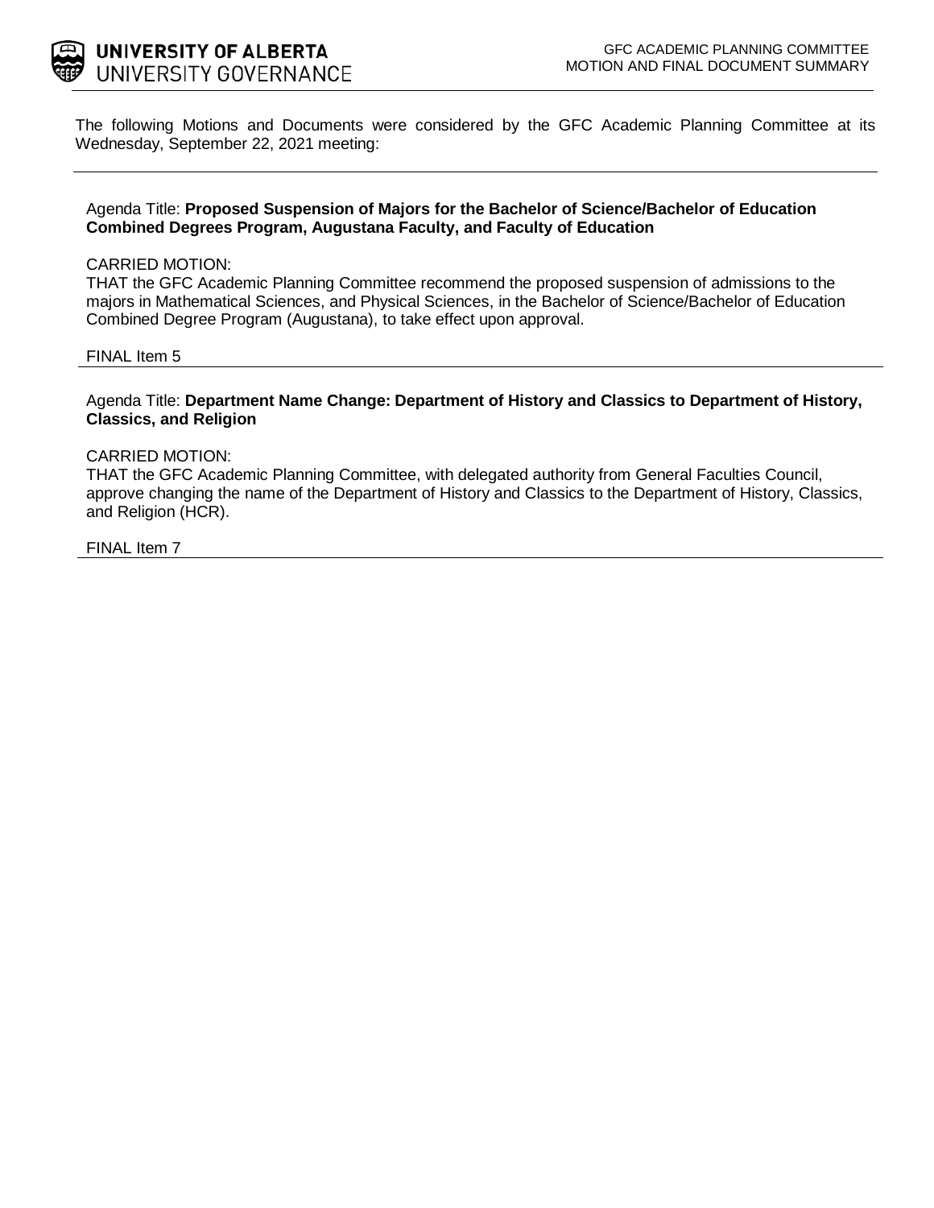**UNIVERSITY OF ALBERTA**
UNIVERSITY GOVERNANCE

GFC ACADEMIC PLANNING COMMITTEE
MOTION AND FINAL DOCUMENT SUMMARY

The following Motions and Documents were considered by the GFC Academic Planning Committee at its Wednesday, September 22, 2021 meeting:

---

Agenda Title: **Proposed Suspension of Majors for the Bachelor of Science/Bachelor of Education Combined Degrees Program, Augustana Faculty, and Faculty of Education**

CARRIED MOTION:
THAT the GFC Academic Planning Committee recommend the proposed suspension of admissions to the majors in Mathematical Sciences, and Physical Sciences, in the Bachelor of Science/Bachelor of Education Combined Degree Program (Augustana), to take effect upon approval.

FINAL Item 5

---

Agenda Title: **Department Name Change: Department of History and Classics to Department of History, Classics, and Religion**

CARRIED MOTION:
THAT the GFC Academic Planning Committee, with delegated authority from General Faculties Council, approve changing the name of the Department of History and Classics to the Department of History, Classics, and Religion (HCR).

FINAL Item 7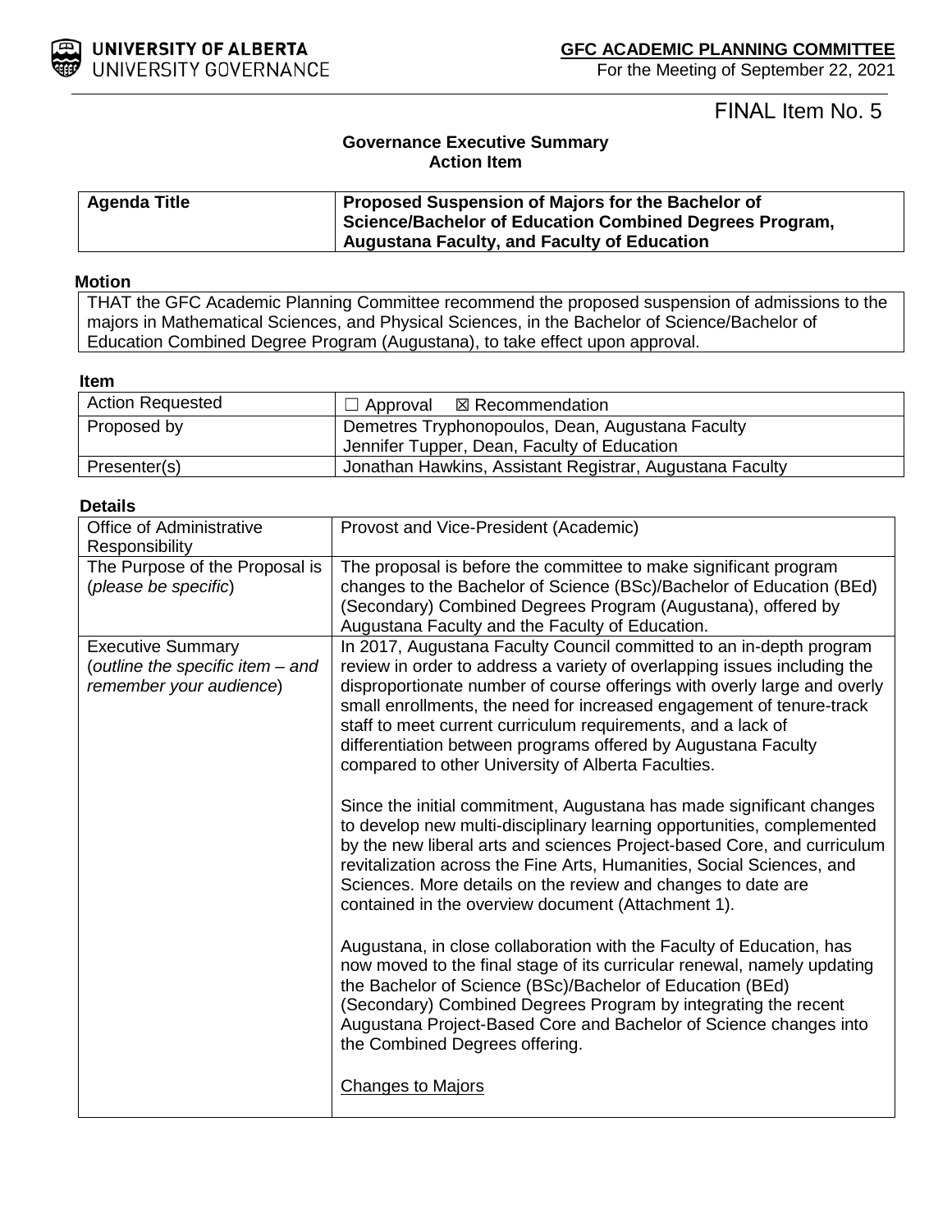**GFC ACADEMIC PLANNING COMMITTEE**
For the Meeting of September 22, 2021

FINAL Item No. 5

## Governance Executive Summary
## Action Item

| Agenda Title | Proposed Suspension of Majors for the Bachelor of Science/Bachelor of Education Combined Degrees Program, Augustana Faculty, and Faculty of Education |
|---|---|

**Motion**

THAT the GFC Academic Planning Committee recommend the proposed suspension of admissions to the majors in Mathematical Sciences, and Physical Sciences, in the Bachelor of Science/Bachelor of Education Combined Degree Program (Augustana), to take effect upon approval.

**Item**

| Action Requested | ☐ Approval ☒ Recommendation |
|---|---|
| Proposed by | Demetres Tryphonopoulos, Dean, Augustana Faculty<br>Jennifer Tupper, Dean, Faculty of Education |
| Presenter(s) | Jonathan Hawkins, Assistant Registrar, Augustana Faculty |

**Details**

| Office of Administrative Responsibility | Provost and Vice-President (Academic) |
|---|---|
| The Purpose of the Proposal is (*please be specific*) | The proposal is before the committee to make significant program changes to the Bachelor of Science (BSc)/Bachelor of Education (BEd) (Secondary) Combined Degrees Program (Augustana), offered by Augustana Faculty and the Faculty of Education. |
| Executive Summary (*outline the specific item – and remember your audience*) | In 2017, Augustana Faculty Council committed to an in-depth program review in order to address a variety of overlapping issues including the disproportionate number of course offerings with overly large and overly small enrollments, the need for increased engagement of tenure-track staff to meet current curriculum requirements, and a lack of differentiation between programs offered by Augustana Faculty compared to other University of Alberta Faculties.<br><br>Since the initial commitment, Augustana has made significant changes to develop new multi-disciplinary learning opportunities, complemented by the new liberal arts and sciences Project-based Core, and curriculum revitalization across the Fine Arts, Humanities, Social Sciences, and Sciences. More details on the review and changes to date are contained in the overview document (Attachment 1).<br><br>Augustana, in close collaboration with the Faculty of Education, has now moved to the final stage of its curricular renewal, namely updating the Bachelor of Science (BSc)/Bachelor of Education (BEd) (Secondary) Combined Degrees Program by integrating the recent Augustana Project-Based Core and Bachelor of Science changes into the Combined Degrees offering.<br><br><u>Changes to Majors</u> |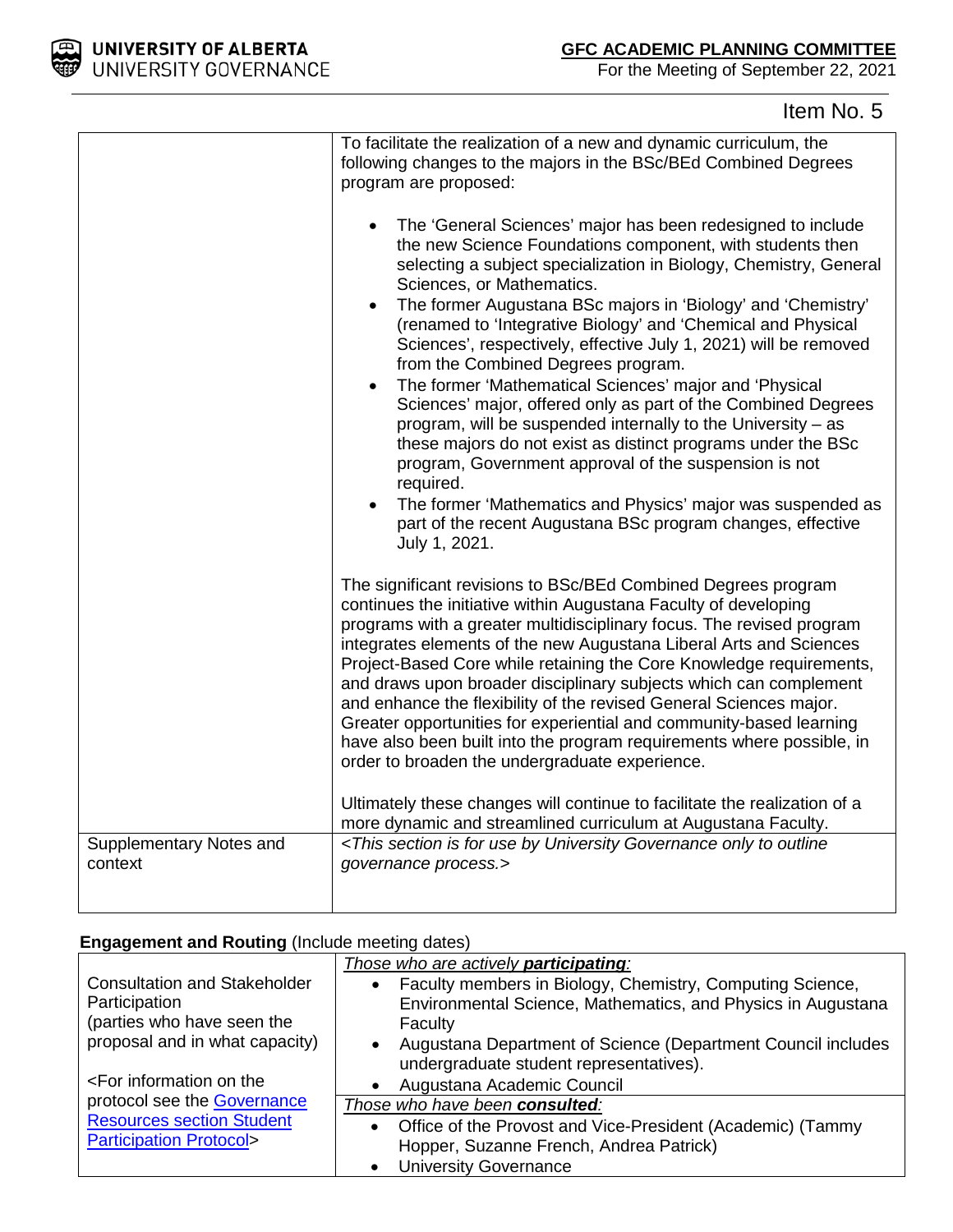Item No. 5

| | |
|---|---|
| | To facilitate the realization of a new and dynamic curriculum, the following changes to the majors in the BSc/BEd Combined Degrees program are proposed:<br><br>• The 'General Sciences' major has been redesigned to include the new Science Foundations component, with students then selecting a subject specialization in Biology, Chemistry, General Sciences, or Mathematics.<br>• The former Augustana BSc majors in 'Biology' and 'Chemistry' (renamed to 'Integrative Biology' and 'Chemical and Physical Sciences', respectively, effective July 1, 2021) will be removed from the Combined Degrees program.<br>• The former 'Mathematical Sciences' major and 'Physical Sciences' major, offered only as part of the Combined Degrees program, will be suspended internally to the University – as these majors do not exist as distinct programs under the BSc program, Government approval of the suspension is not required.<br>• The former 'Mathematics and Physics' major was suspended as part of the recent Augustana BSc program changes, effective July 1, 2021.<br><br>The significant revisions to BSc/BEd Combined Degrees program continues the initiative within Augustana Faculty of developing programs with a greater multidisciplinary focus. The revised program integrates elements of the new Augustana Liberal Arts and Sciences Project-Based Core while retaining the Core Knowledge requirements, and draws upon broader disciplinary subjects which can complement and enhance the flexibility of the revised General Sciences major. Greater opportunities for experiential and community-based learning have also been built into the program requirements where possible, in order to broaden the undergraduate experience.<br><br>Ultimately these changes will continue to facilitate the realization of a more dynamic and streamlined curriculum at Augustana Faculty. |
| Supplementary Notes and context | *<This section is for use by University Governance only to outline governance process.>* |

**Engagement and Routing** (Include meeting dates)

| | |
|---|---|
| Consultation and Stakeholder Participation (parties who have seen the proposal and in what capacity)<br><br><For information on the protocol see the [Governance Resources section Student Participation Protocol]> | *Those who are actively **participating**:*<br>• Faculty members in Biology, Chemistry, Computing Science, Environmental Science, Mathematics, and Physics in Augustana Faculty<br>• Augustana Department of Science (Department Council includes undergraduate student representatives).<br>• Augustana Academic Council |
| | *Those who have been **consulted**:*<br>• Office of the Provost and Vice-President (Academic) (Tammy Hopper, Suzanne French, Andrea Patrick)<br>• University Governance |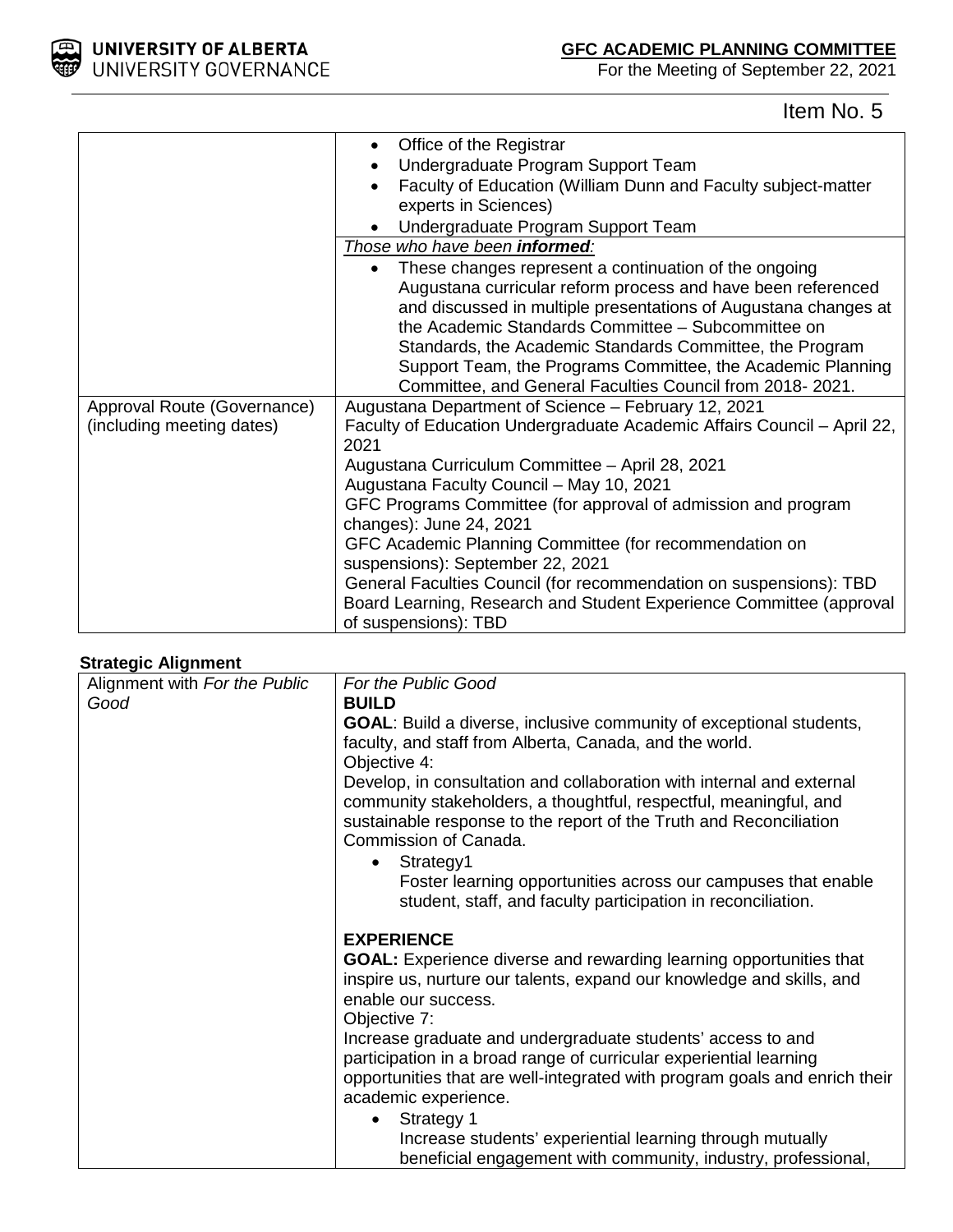Item No. 5

| | |
|---|---|
| | • Office of the Registrar<br>• Undergraduate Program Support Team<br>• Faculty of Education (William Dunn and Faculty subject-matter experts in Sciences)<br>• Undergraduate Program Support Team |
| | *Those who have been **informed**:*<br>• These changes represent a continuation of the ongoing Augustana curricular reform process and have been referenced and discussed in multiple presentations of Augustana changes at the Academic Standards Committee – Subcommittee on Standards, the Academic Standards Committee, the Program Support Team, the Programs Committee, the Academic Planning Committee, and General Faculties Council from 2018- 2021. |
| Approval Route (Governance) (including meeting dates) | Augustana Department of Science – February 12, 2021<br>Faculty of Education Undergraduate Academic Affairs Council – April 22, 2021<br>Augustana Curriculum Committee – April 28, 2021<br>Augustana Faculty Council – May 10, 2021<br>GFC Programs Committee (for approval of admission and program changes): June 24, 2021<br>GFC Academic Planning Committee (for recommendation on suspensions): September 22, 2021<br>General Faculties Council (for recommendation on suspensions): TBD<br>Board Learning, Research and Student Experience Committee (approval of suspensions): TBD |

**Strategic Alignment**

| | |
|---|---|
| Alignment with *For the Public Good* | *For the Public Good*<br>**BUILD**<br>**GOAL**: Build a diverse, inclusive community of exceptional students, faculty, and staff from Alberta, Canada, and the world.<br>Objective 4:<br>Develop, in consultation and collaboration with internal and external community stakeholders, a thoughtful, respectful, meaningful, and sustainable response to the report of the Truth and Reconciliation Commission of Canada.<br>• Strategy1<br>Foster learning opportunities across our campuses that enable student, staff, and faculty participation in reconciliation.<br><br>**EXPERIENCE**<br>**GOAL:** Experience diverse and rewarding learning opportunities that inspire us, nurture our talents, expand our knowledge and skills, and enable our success.<br>Objective 7:<br>Increase graduate and undergraduate students' access to and participation in a broad range of curricular experiential learning opportunities that are well-integrated with program goals and enrich their academic experience.<br>• Strategy 1<br>Increase students' experiential learning through mutually beneficial engagement with community, industry, professional, |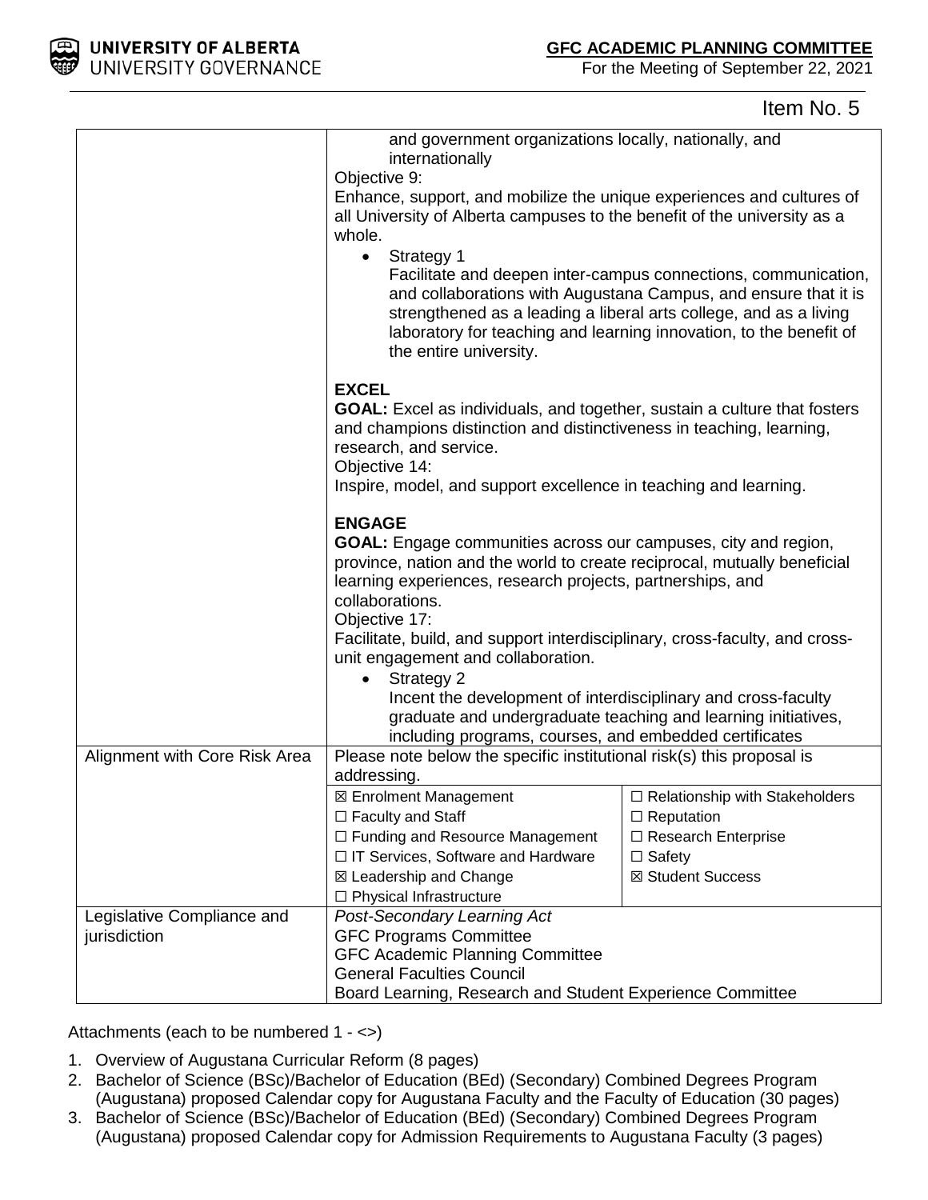Item No. 5

| | |
|---|---|
| | and government organizations locally, nationally, and internationally<br>Objective 9:<br>Enhance, support, and mobilize the unique experiences and cultures of all University of Alberta campuses to the benefit of the university as a whole.<br>• Strategy 1<br>Facilitate and deepen inter-campus connections, communication, and collaborations with Augustana Campus, and ensure that it is strengthened as a leading a liberal arts college, and as a living laboratory for teaching and learning innovation, to the benefit of the entire university.<br><br>**EXCEL**<br>**GOAL:** Excel as individuals, and together, sustain a culture that fosters and champions distinction and distinctiveness in teaching, learning, research, and service.<br>Objective 14:<br>Inspire, model, and support excellence in teaching and learning.<br><br>**ENGAGE**<br>**GOAL:** Engage communities across our campuses, city and region, province, nation and the world to create reciprocal, mutually beneficial learning experiences, research projects, partnerships, and collaborations.<br>Objective 17:<br>Facilitate, build, and support interdisciplinary, cross-faculty, and cross-unit engagement and collaboration.<br>• Strategy 2<br>Incent the development of interdisciplinary and cross-faculty graduate and undergraduate teaching and learning initiatives, including programs, courses, and embedded certificates |
| Alignment with Core Risk Area | Please note below the specific institutional risk(s) this proposal is addressing.<br>☒ Enrolment Management<br>☐ Faculty and Staff<br>☐ Funding and Resource Management<br>☐ IT Services, Software and Hardware<br>☒ Leadership and Change<br>☐ Physical Infrastructure<br>☐ Relationship with Stakeholders<br>☐ Reputation<br>☐ Research Enterprise<br>☐ Safety<br>☒ Student Success |
| Legislative Compliance and jurisdiction | *Post-Secondary Learning Act*<br>GFC Programs Committee<br>GFC Academic Planning Committee<br>General Faculties Council<br>Board Learning, Research and Student Experience Committee |

Attachments (each to be numbered 1 - <>)

1. Overview of Augustana Curricular Reform (8 pages)
2. Bachelor of Science (BSc)/Bachelor of Education (BEd) (Secondary) Combined Degrees Program (Augustana) proposed Calendar copy for Augustana Faculty and the Faculty of Education (30 pages)
3. Bachelor of Science (BSc)/Bachelor of Education (BEd) (Secondary) Combined Degrees Program (Augustana) proposed Calendar copy for Admission Requirements to Augustana Faculty (3 pages)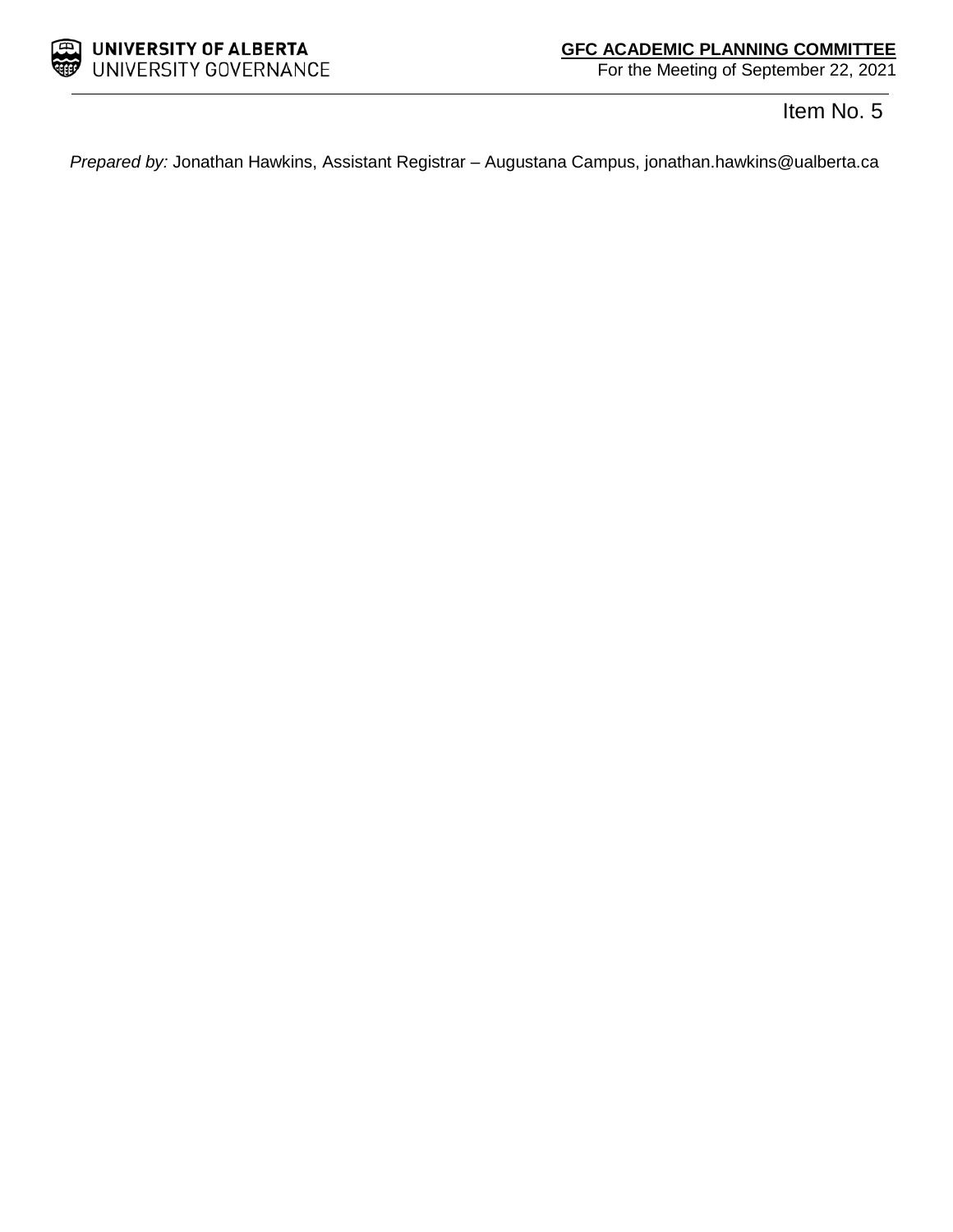Item No. 5

*Prepared by:* Jonathan Hawkins, Assistant Registrar – Augustana Campus, jonathan.hawkins@ualberta.ca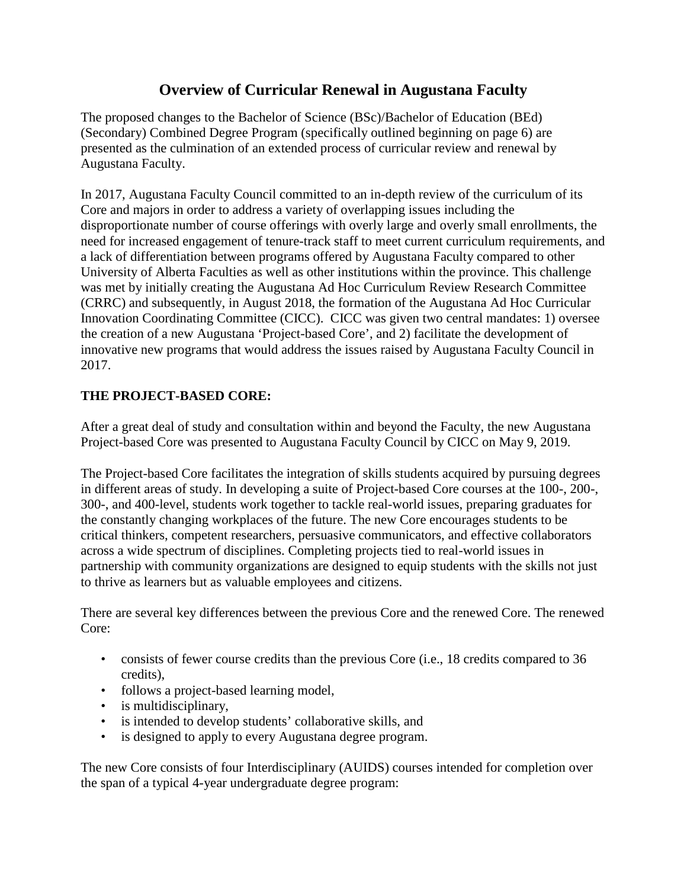# Overview of Curricular Renewal in Augustana Faculty

The proposed changes to the Bachelor of Science (BSc)/Bachelor of Education (BEd) (Secondary) Combined Degree Program (specifically outlined beginning on page 6) are presented as the culmination of an extended process of curricular review and renewal by Augustana Faculty.

In 2017, Augustana Faculty Council committed to an in-depth review of the curriculum of its Core and majors in order to address a variety of overlapping issues including the disproportionate number of course offerings with overly large and overly small enrollments, the need for increased engagement of tenure-track staff to meet current curriculum requirements, and a lack of differentiation between programs offered by Augustana Faculty compared to other University of Alberta Faculties as well as other institutions within the province. This challenge was met by initially creating the Augustana Ad Hoc Curriculum Review Research Committee (CRRC) and subsequently, in August 2018, the formation of the Augustana Ad Hoc Curricular Innovation Coordinating Committee (CICC). CICC was given two central mandates: 1) oversee the creation of a new Augustana 'Project-based Core', and 2) facilitate the development of innovative new programs that would address the issues raised by Augustana Faculty Council in 2017.

**THE PROJECT-BASED CORE:**

After a great deal of study and consultation within and beyond the Faculty, the new Augustana Project-based Core was presented to Augustana Faculty Council by CICC on May 9, 2019.

The Project-based Core facilitates the integration of skills students acquired by pursuing degrees in different areas of study. In developing a suite of Project-based Core courses at the 100-, 200-, 300-, and 400-level, students work together to tackle real-world issues, preparing graduates for the constantly changing workplaces of the future. The new Core encourages students to be critical thinkers, competent researchers, persuasive communicators, and effective collaborators across a wide spectrum of disciplines. Completing projects tied to real-world issues in partnership with community organizations are designed to equip students with the skills not just to thrive as learners but as valuable employees and citizens.

There are several key differences between the previous Core and the renewed Core. The renewed Core:

- consists of fewer course credits than the previous Core (i.e., 18 credits compared to 36 credits),
- follows a project-based learning model,
- is multidisciplinary,
- is intended to develop students' collaborative skills, and
- is designed to apply to every Augustana degree program.

The new Core consists of four Interdisciplinary (AUIDS) courses intended for completion over the span of a typical 4-year undergraduate degree program: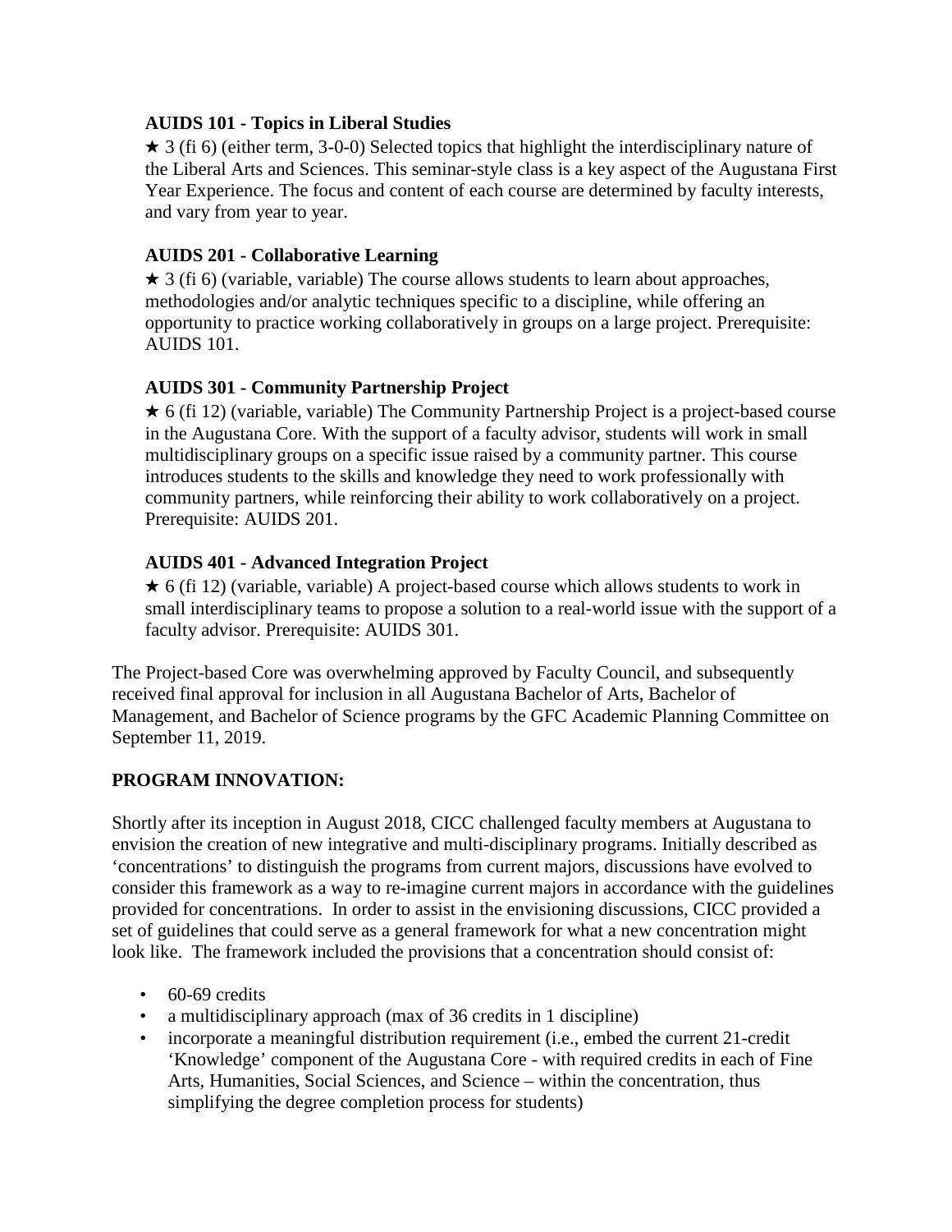**AUIDS 101 - Topics in Liberal Studies**

★ 3 (fi 6) (either term, 3-0-0) Selected topics that highlight the interdisciplinary nature of the Liberal Arts and Sciences. This seminar-style class is a key aspect of the Augustana First Year Experience. The focus and content of each course are determined by faculty interests, and vary from year to year.

**AUIDS 201 - Collaborative Learning**

★ 3 (fi 6) (variable, variable) The course allows students to learn about approaches, methodologies and/or analytic techniques specific to a discipline, while offering an opportunity to practice working collaboratively in groups on a large project. Prerequisite: AUIDS 101.

**AUIDS 301 - Community Partnership Project**

★ 6 (fi 12) (variable, variable) The Community Partnership Project is a project-based course in the Augustana Core. With the support of a faculty advisor, students will work in small multidisciplinary groups on a specific issue raised by a community partner. This course introduces students to the skills and knowledge they need to work professionally with community partners, while reinforcing their ability to work collaboratively on a project. Prerequisite: AUIDS 201.

**AUIDS 401 - Advanced Integration Project**

★ 6 (fi 12) (variable, variable) A project-based course which allows students to work in small interdisciplinary teams to propose a solution to a real-world issue with the support of a faculty advisor. Prerequisite: AUIDS 301.

The Project-based Core was overwhelming approved by Faculty Council, and subsequently received final approval for inclusion in all Augustana Bachelor of Arts, Bachelor of Management, and Bachelor of Science programs by the GFC Academic Planning Committee on September 11, 2019.

**PROGRAM INNOVATION:**

Shortly after its inception in August 2018, CICC challenged faculty members at Augustana to envision the creation of new integrative and multi-disciplinary programs. Initially described as 'concentrations' to distinguish the programs from current majors, discussions have evolved to consider this framework as a way to re-imagine current majors in accordance with the guidelines provided for concentrations. In order to assist in the envisioning discussions, CICC provided a set of guidelines that could serve as a general framework for what a new concentration might look like. The framework included the provisions that a concentration should consist of:

- 60-69 credits
- a multidisciplinary approach (max of 36 credits in 1 discipline)
- incorporate a meaningful distribution requirement (i.e., embed the current 21-credit 'Knowledge' component of the Augustana Core - with required credits in each of Fine Arts, Humanities, Social Sciences, and Science – within the concentration, thus simplifying the degree completion process for students)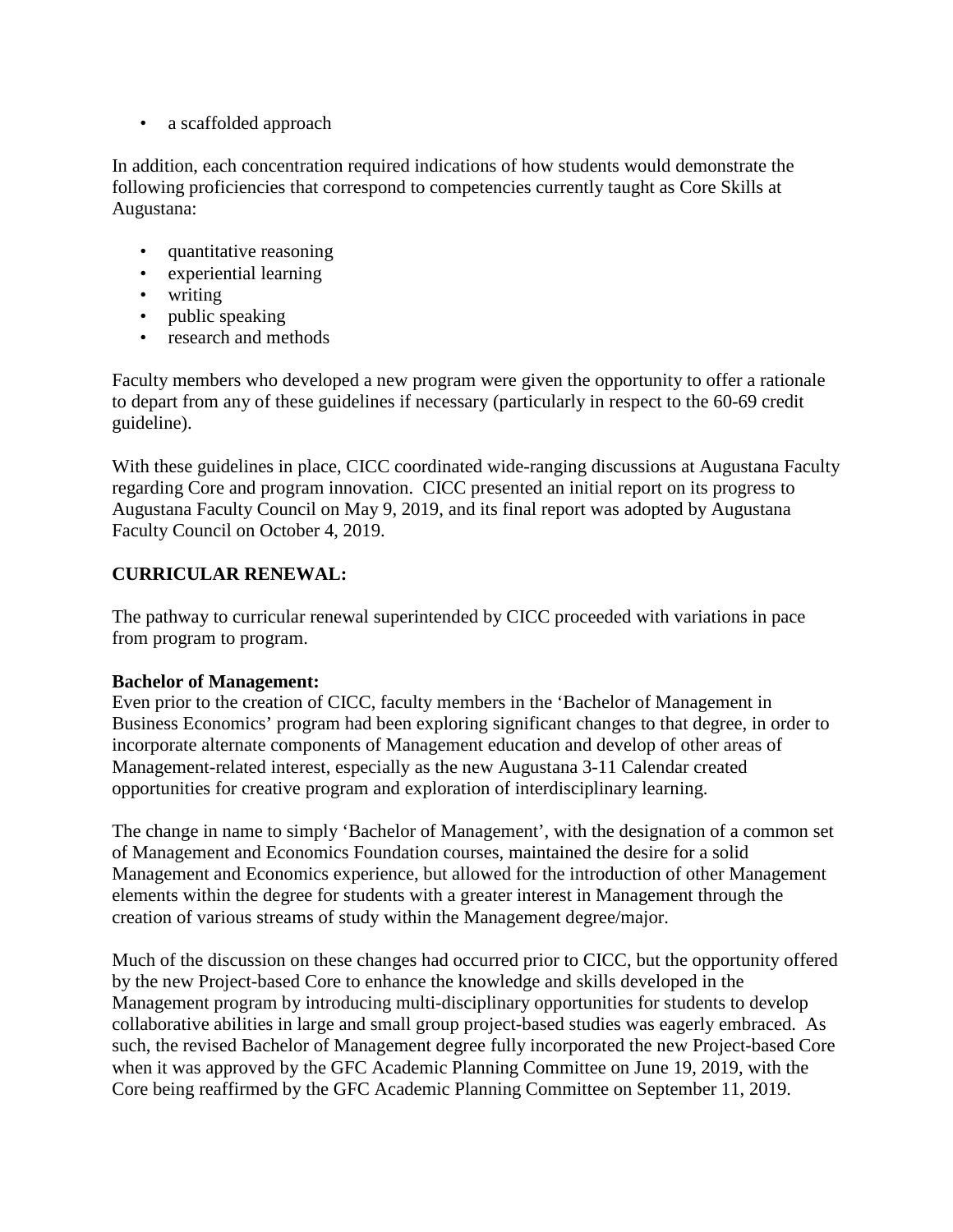- a scaffolded approach

In addition, each concentration required indications of how students would demonstrate the following proficiencies that correspond to competencies currently taught as Core Skills at Augustana:

- quantitative reasoning
- experiential learning
- writing
- public speaking
- research and methods

Faculty members who developed a new program were given the opportunity to offer a rationale to depart from any of these guidelines if necessary (particularly in respect to the 60-69 credit guideline).

With these guidelines in place, CICC coordinated wide-ranging discussions at Augustana Faculty regarding Core and program innovation. CICC presented an initial report on its progress to Augustana Faculty Council on May 9, 2019, and its final report was adopted by Augustana Faculty Council on October 4, 2019.

## CURRICULAR RENEWAL:

The pathway to curricular renewal superintended by CICC proceeded with variations in pace from program to program.

### Bachelor of Management:

Even prior to the creation of CICC, faculty members in the 'Bachelor of Management in Business Economics' program had been exploring significant changes to that degree, in order to incorporate alternate components of Management education and develop of other areas of Management-related interest, especially as the new Augustana 3-11 Calendar created opportunities for creative program and exploration of interdisciplinary learning.

The change in name to simply 'Bachelor of Management', with the designation of a common set of Management and Economics Foundation courses, maintained the desire for a solid Management and Economics experience, but allowed for the introduction of other Management elements within the degree for students with a greater interest in Management through the creation of various streams of study within the Management degree/major.

Much of the discussion on these changes had occurred prior to CICC, but the opportunity offered by the new Project-based Core to enhance the knowledge and skills developed in the Management program by introducing multi-disciplinary opportunities for students to develop collaborative abilities in large and small group project-based studies was eagerly embraced. As such, the revised Bachelor of Management degree fully incorporated the new Project-based Core when it was approved by the GFC Academic Planning Committee on June 19, 2019, with the Core being reaffirmed by the GFC Academic Planning Committee on September 11, 2019.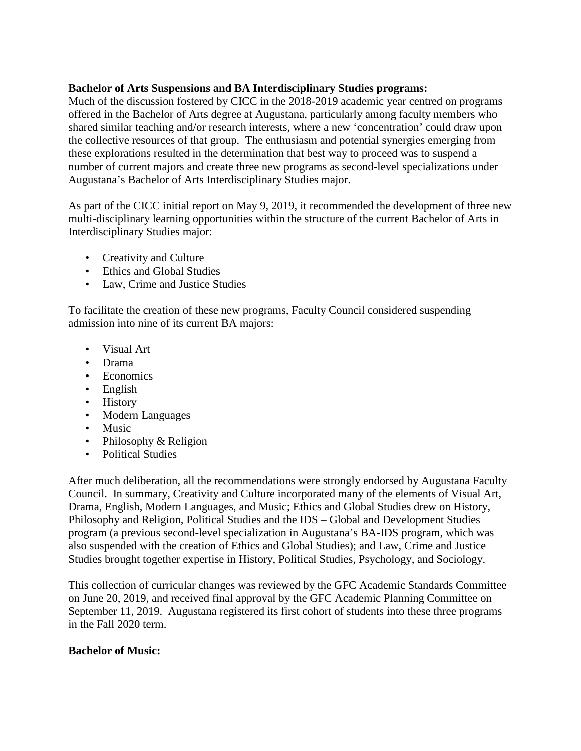**Bachelor of Arts Suspensions and BA Interdisciplinary Studies programs:**
Much of the discussion fostered by CICC in the 2018-2019 academic year centred on programs offered in the Bachelor of Arts degree at Augustana, particularly among faculty members who shared similar teaching and/or research interests, where a new 'concentration' could draw upon the collective resources of that group. The enthusiasm and potential synergies emerging from these explorations resulted in the determination that best way to proceed was to suspend a number of current majors and create three new programs as second-level specializations under Augustana's Bachelor of Arts Interdisciplinary Studies major.

As part of the CICC initial report on May 9, 2019, it recommended the development of three new multi-disciplinary learning opportunities within the structure of the current Bachelor of Arts in Interdisciplinary Studies major:

- Creativity and Culture
- Ethics and Global Studies
- Law, Crime and Justice Studies

To facilitate the creation of these new programs, Faculty Council considered suspending admission into nine of its current BA majors:

- Visual Art
- Drama
- Economics
- English
- History
- Modern Languages
- Music
- Philosophy & Religion
- Political Studies

After much deliberation, all the recommendations were strongly endorsed by Augustana Faculty Council. In summary, Creativity and Culture incorporated many of the elements of Visual Art, Drama, English, Modern Languages, and Music; Ethics and Global Studies drew on History, Philosophy and Religion, Political Studies and the IDS – Global and Development Studies program (a previous second-level specialization in Augustana's BA-IDS program, which was also suspended with the creation of Ethics and Global Studies); and Law, Crime and Justice Studies brought together expertise in History, Political Studies, Psychology, and Sociology.

This collection of curricular changes was reviewed by the GFC Academic Standards Committee on June 20, 2019, and received final approval by the GFC Academic Planning Committee on September 11, 2019. Augustana registered its first cohort of students into these three programs in the Fall 2020 term.

**Bachelor of Music:**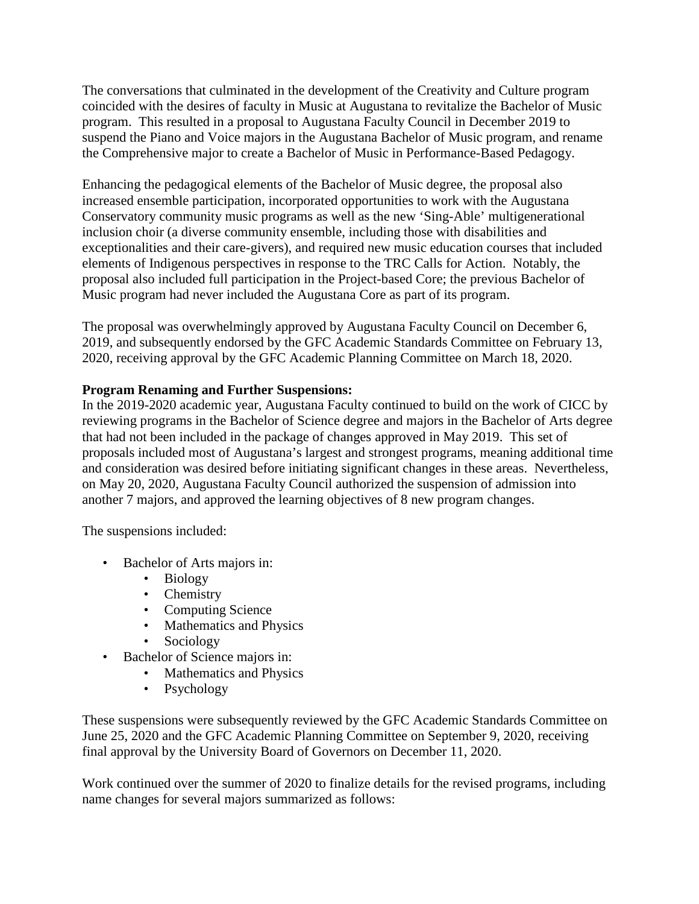The conversations that culminated in the development of the Creativity and Culture program coincided with the desires of faculty in Music at Augustana to revitalize the Bachelor of Music program. This resulted in a proposal to Augustana Faculty Council in December 2019 to suspend the Piano and Voice majors in the Augustana Bachelor of Music program, and rename the Comprehensive major to create a Bachelor of Music in Performance-Based Pedagogy.

Enhancing the pedagogical elements of the Bachelor of Music degree, the proposal also increased ensemble participation, incorporated opportunities to work with the Augustana Conservatory community music programs as well as the new 'Sing-Able' multigenerational inclusion choir (a diverse community ensemble, including those with disabilities and exceptionalities and their care-givers), and required new music education courses that included elements of Indigenous perspectives in response to the TRC Calls for Action. Notably, the proposal also included full participation in the Project-based Core; the previous Bachelor of Music program had never included the Augustana Core as part of its program.

The proposal was overwhelmingly approved by Augustana Faculty Council on December 6, 2019, and subsequently endorsed by the GFC Academic Standards Committee on February 13, 2020, receiving approval by the GFC Academic Planning Committee on March 18, 2020.

**Program Renaming and Further Suspensions:**

In the 2019-2020 academic year, Augustana Faculty continued to build on the work of CICC by reviewing programs in the Bachelor of Science degree and majors in the Bachelor of Arts degree that had not been included in the package of changes approved in May 2019. This set of proposals included most of Augustana's largest and strongest programs, meaning additional time and consideration was desired before initiating significant changes in these areas. Nevertheless, on May 20, 2020, Augustana Faculty Council authorized the suspension of admission into another 7 majors, and approved the learning objectives of 8 new program changes.

The suspensions included:

- Bachelor of Arts majors in:
  - Biology
  - Chemistry
  - Computing Science
  - Mathematics and Physics
  - Sociology
- Bachelor of Science majors in:
  - Mathematics and Physics
  - Psychology

These suspensions were subsequently reviewed by the GFC Academic Standards Committee on June 25, 2020 and the GFC Academic Planning Committee on September 9, 2020, receiving final approval by the University Board of Governors on December 11, 2020.

Work continued over the summer of 2020 to finalize details for the revised programs, including name changes for several majors summarized as follows: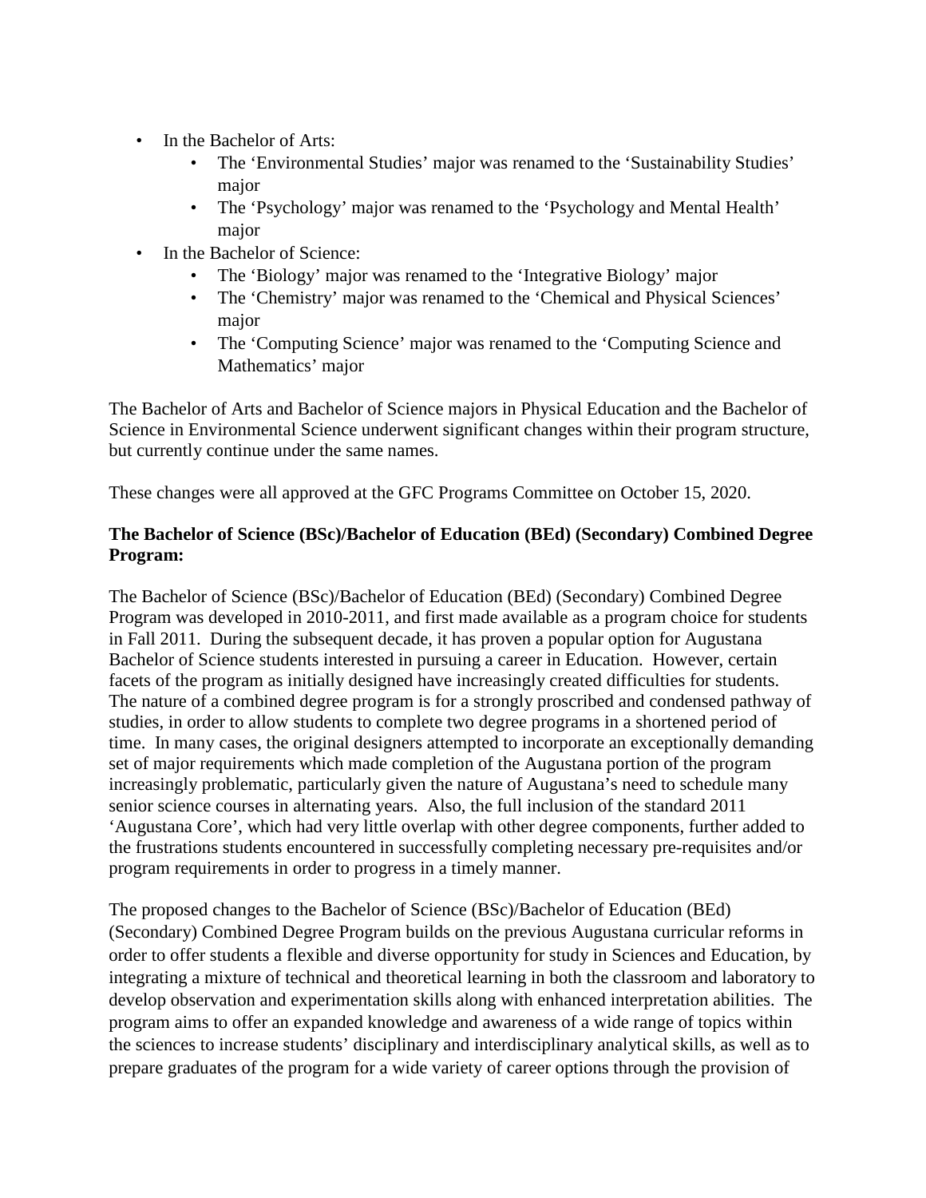- In the Bachelor of Arts:
  - The ‘Environmental Studies’ major was renamed to the ‘Sustainability Studies’ major
  - The ‘Psychology’ major was renamed to the ‘Psychology and Mental Health’ major
- In the Bachelor of Science:
  - The ‘Biology’ major was renamed to the ‘Integrative Biology’ major
  - The ‘Chemistry’ major was renamed to the ‘Chemical and Physical Sciences’ major
  - The ‘Computing Science’ major was renamed to the ‘Computing Science and Mathematics’ major

The Bachelor of Arts and Bachelor of Science majors in Physical Education and the Bachelor of Science in Environmental Science underwent significant changes within their program structure, but currently continue under the same names.

These changes were all approved at the GFC Programs Committee on October 15, 2020.

**The Bachelor of Science (BSc)/Bachelor of Education (BEd) (Secondary) Combined Degree Program:**

The Bachelor of Science (BSc)/Bachelor of Education (BEd) (Secondary) Combined Degree Program was developed in 2010-2011, and first made available as a program choice for students in Fall 2011. During the subsequent decade, it has proven a popular option for Augustana Bachelor of Science students interested in pursuing a career in Education. However, certain facets of the program as initially designed have increasingly created difficulties for students. The nature of a combined degree program is for a strongly proscribed and condensed pathway of studies, in order to allow students to complete two degree programs in a shortened period of time. In many cases, the original designers attempted to incorporate an exceptionally demanding set of major requirements which made completion of the Augustana portion of the program increasingly problematic, particularly given the nature of Augustana’s need to schedule many senior science courses in alternating years. Also, the full inclusion of the standard 2011 ‘Augustana Core’, which had very little overlap with other degree components, further added to the frustrations students encountered in successfully completing necessary pre-requisites and/or program requirements in order to progress in a timely manner.

The proposed changes to the Bachelor of Science (BSc)/Bachelor of Education (BEd) (Secondary) Combined Degree Program builds on the previous Augustana curricular reforms in order to offer students a flexible and diverse opportunity for study in Sciences and Education, by integrating a mixture of technical and theoretical learning in both the classroom and laboratory to develop observation and experimentation skills along with enhanced interpretation abilities. The program aims to offer an expanded knowledge and awareness of a wide range of topics within the sciences to increase students’ disciplinary and interdisciplinary analytical skills, as well as to prepare graduates of the program for a wide variety of career options through the provision of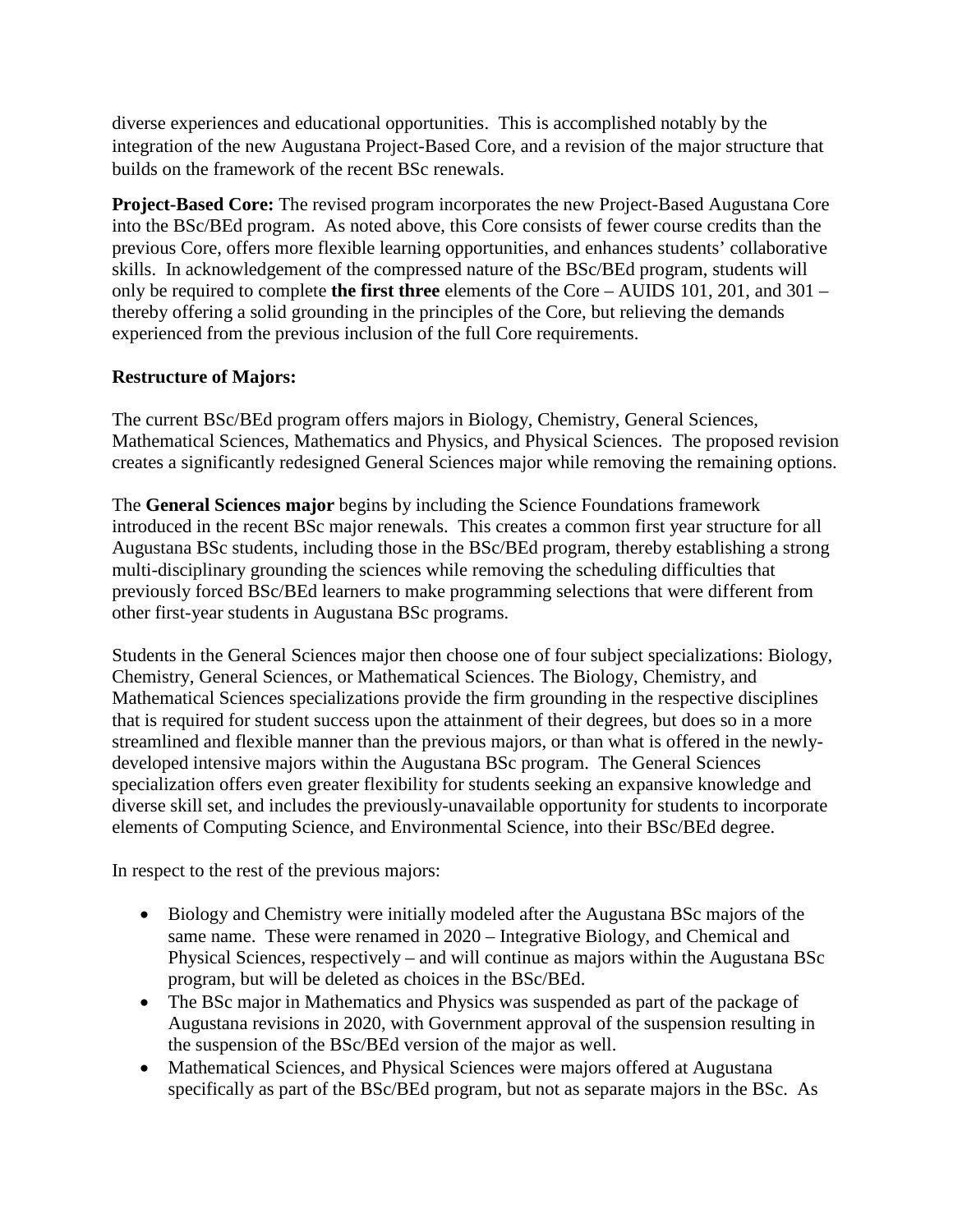diverse experiences and educational opportunities. This is accomplished notably by the integration of the new Augustana Project-Based Core, and a revision of the major structure that builds on the framework of the recent BSc renewals.

**Project-Based Core:** The revised program incorporates the new Project-Based Augustana Core into the BSc/BEd program. As noted above, this Core consists of fewer course credits than the previous Core, offers more flexible learning opportunities, and enhances students' collaborative skills. In acknowledgement of the compressed nature of the BSc/BEd program, students will only be required to complete **the first three** elements of the Core – AUIDS 101, 201, and 301 – thereby offering a solid grounding in the principles of the Core, but relieving the demands experienced from the previous inclusion of the full Core requirements.

**Restructure of Majors:**

The current BSc/BEd program offers majors in Biology, Chemistry, General Sciences, Mathematical Sciences, Mathematics and Physics, and Physical Sciences. The proposed revision creates a significantly redesigned General Sciences major while removing the remaining options.

The **General Sciences major** begins by including the Science Foundations framework introduced in the recent BSc major renewals. This creates a common first year structure for all Augustana BSc students, including those in the BSc/BEd program, thereby establishing a strong multi-disciplinary grounding the sciences while removing the scheduling difficulties that previously forced BSc/BEd learners to make programming selections that were different from other first-year students in Augustana BSc programs.

Students in the General Sciences major then choose one of four subject specializations: Biology, Chemistry, General Sciences, or Mathematical Sciences. The Biology, Chemistry, and Mathematical Sciences specializations provide the firm grounding in the respective disciplines that is required for student success upon the attainment of their degrees, but does so in a more streamlined and flexible manner than the previous majors, or than what is offered in the newly-developed intensive majors within the Augustana BSc program. The General Sciences specialization offers even greater flexibility for students seeking an expansive knowledge and diverse skill set, and includes the previously-unavailable opportunity for students to incorporate elements of Computing Science, and Environmental Science, into their BSc/BEd degree.

In respect to the rest of the previous majors:

- Biology and Chemistry were initially modeled after the Augustana BSc majors of the same name. These were renamed in 2020 – Integrative Biology, and Chemical and Physical Sciences, respectively – and will continue as majors within the Augustana BSc program, but will be deleted as choices in the BSc/BEd.
- The BSc major in Mathematics and Physics was suspended as part of the package of Augustana revisions in 2020, with Government approval of the suspension resulting in the suspension of the BSc/BEd version of the major as well.
- Mathematical Sciences, and Physical Sciences were majors offered at Augustana specifically as part of the BSc/BEd program, but not as separate majors in the BSc. As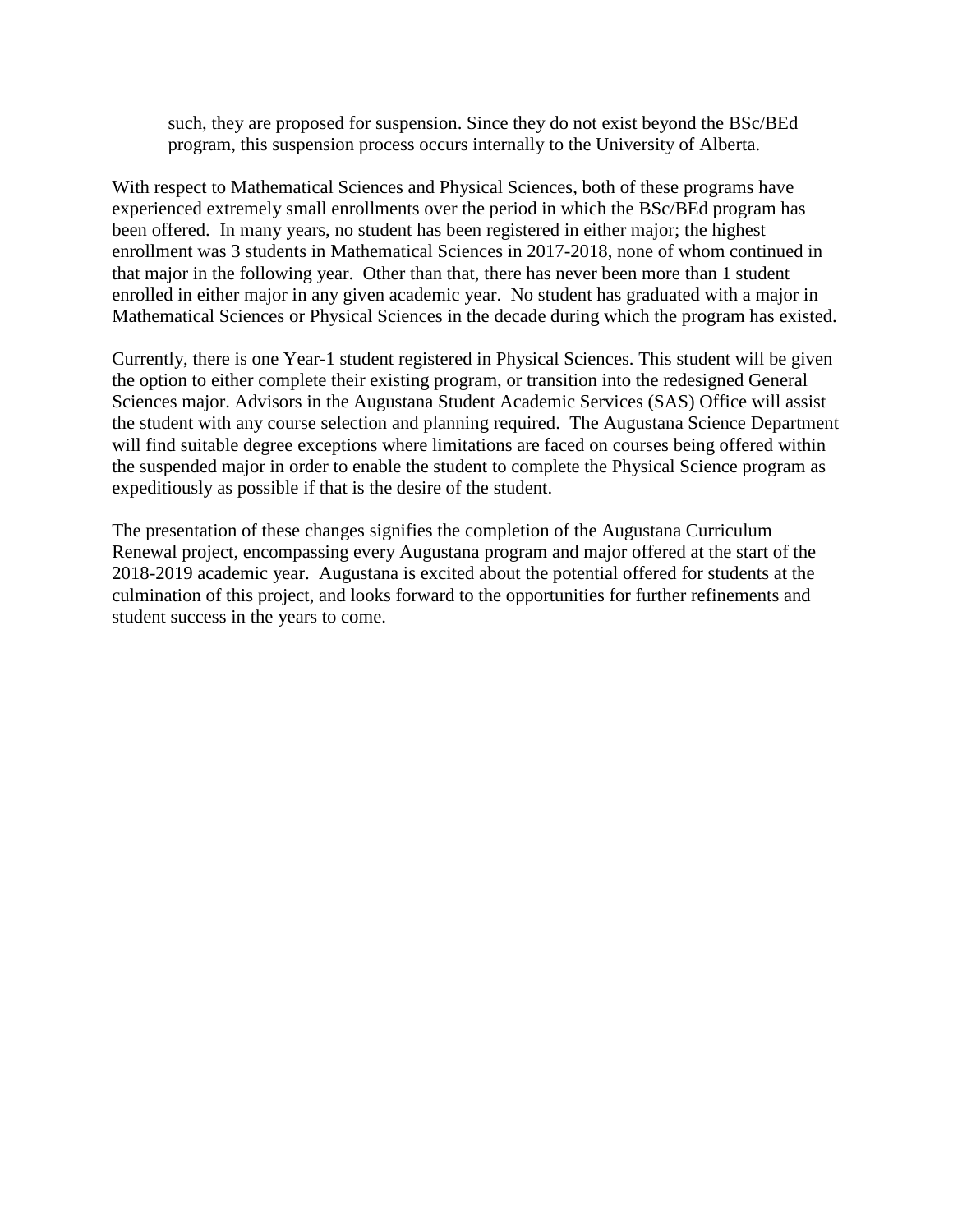such, they are proposed for suspension. Since they do not exist beyond the BSc/BEd program, this suspension process occurs internally to the University of Alberta.

With respect to Mathematical Sciences and Physical Sciences, both of these programs have experienced extremely small enrollments over the period in which the BSc/BEd program has been offered. In many years, no student has been registered in either major; the highest enrollment was 3 students in Mathematical Sciences in 2017-2018, none of whom continued in that major in the following year. Other than that, there has never been more than 1 student enrolled in either major in any given academic year. No student has graduated with a major in Mathematical Sciences or Physical Sciences in the decade during which the program has existed.

Currently, there is one Year-1 student registered in Physical Sciences. This student will be given the option to either complete their existing program, or transition into the redesigned General Sciences major. Advisors in the Augustana Student Academic Services (SAS) Office will assist the student with any course selection and planning required. The Augustana Science Department will find suitable degree exceptions where limitations are faced on courses being offered within the suspended major in order to enable the student to complete the Physical Science program as expeditiously as possible if that is the desire of the student.

The presentation of these changes signifies the completion of the Augustana Curriculum Renewal project, encompassing every Augustana program and major offered at the start of the 2018-2019 academic year. Augustana is excited about the potential offered for students at the culmination of this project, and looks forward to the opportunities for further refinements and student success in the years to come.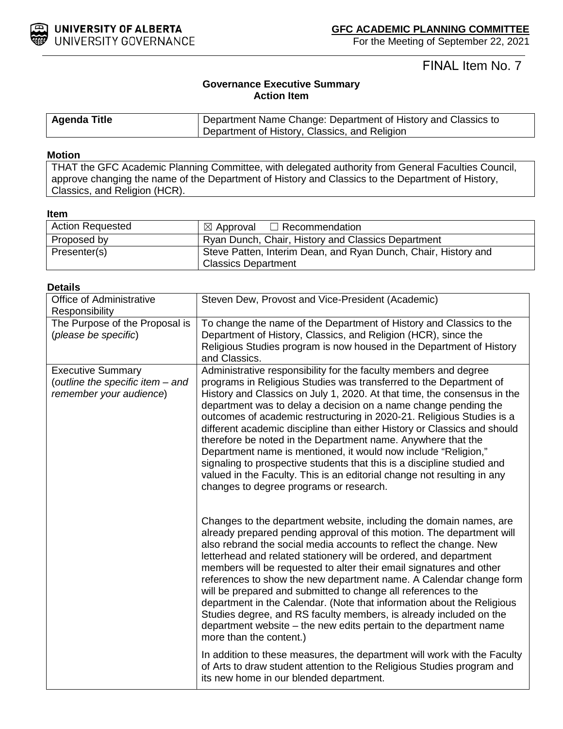**UNIVERSITY OF ALBERTA**
UNIVERSITY GOVERNANCE

**GFC ACADEMIC PLANNING COMMITTEE**
For the Meeting of September 22, 2021

FINAL Item No. 7

**Governance Executive Summary**
**Action Item**

| **Agenda Title** | Department Name Change: Department of History and Classics to Department of History, Classics, and Religion |
|---|---|

**Motion**

| THAT the GFC Academic Planning Committee, with delegated authority from General Faculties Council, approve changing the name of the Department of History and Classics to the Department of History, Classics, and Religion (HCR). |
|---|

**Item**

| | |
|---|---|
| Action Requested | ☒ Approval ☐ Recommendation |
| Proposed by | Ryan Dunch, Chair, History and Classics Department |
| Presenter(s) | Steve Patten, Interim Dean, and Ryan Dunch, Chair, History and Classics Department |

**Details**

| | |
|---|---|
| Office of Administrative Responsibility | Steven Dew, Provost and Vice-President (Academic) |
| The Purpose of the Proposal is (*please be specific*) | To change the name of the Department of History and Classics to the Department of History, Classics, and Religion (HCR), since the Religious Studies program is now housed in the Department of History and Classics. |
| Executive Summary (*outline the specific item – and remember your audience*) | Administrative responsibility for the faculty members and degree programs in Religious Studies was transferred to the Department of History and Classics on July 1, 2020. At that time, the consensus in the department was to delay a decision on a name change pending the outcomes of academic restructuring in 2020-21. Religious Studies is a different academic discipline than either History or Classics and should therefore be noted in the Department name. Anywhere that the Department name is mentioned, it would now include "Religion," signaling to prospective students that this is a discipline studied and valued in the Faculty. This is an editorial change not resulting in any changes to degree programs or research.<br><br>Changes to the department website, including the domain names, are already prepared pending approval of this motion. The department will also rebrand the social media accounts to reflect the change. New letterhead and related stationery will be ordered, and department members will be requested to alter their email signatures and other references to show the new department name. A Calendar change form will be prepared and submitted to change all references to the department in the Calendar. (Note that information about the Religious Studies degree, and RS faculty members, is already included on the department website – the new edits pertain to the department name more than the content.)<br><br>In addition to these measures, the department will work with the Faculty of Arts to draw student attention to the Religious Studies program and its new home in our blended department. |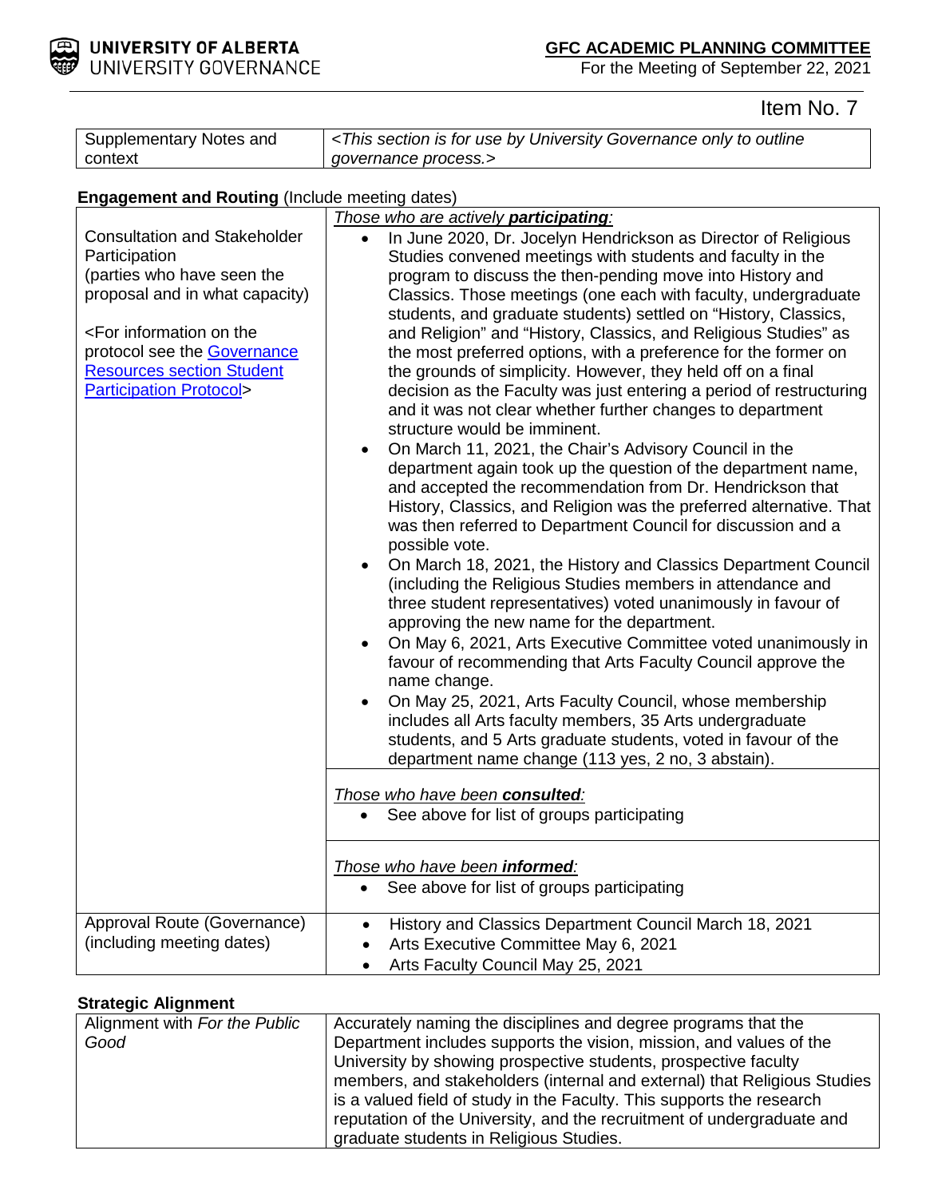Item No. 7

| Supplementary Notes and context | *<This section is for use by University Governance only to outline governance process.>* |
|---|---|

**Engagement and Routing** (Include meeting dates)

| | |
|---|---|
| Consultation and Stakeholder Participation (parties who have seen the proposal and in what capacity)<br><br><For information on the protocol see the Governance Resources section Student Participation Protocol> | *Those who are actively **participating**:*<br>• In June 2020, Dr. Jocelyn Hendrickson as Director of Religious Studies convened meetings with students and faculty in the program to discuss the then-pending move into History and Classics. Those meetings (one each with faculty, undergraduate students, and graduate students) settled on "History, Classics, and Religion" and "History, Classics, and Religious Studies" as the most preferred options, with a preference for the former on the grounds of simplicity. However, they held off on a final decision as the Faculty was just entering a period of restructuring and it was not clear whether further changes to department structure would be imminent.<br>• On March 11, 2021, the Chair's Advisory Council in the department again took up the question of the department name, and accepted the recommendation from Dr. Hendrickson that History, Classics, and Religion was the preferred alternative. That was then referred to Department Council for discussion and a possible vote.<br>• On March 18, 2021, the History and Classics Department Council (including the Religious Studies members in attendance and three student representatives) voted unanimously in favour of approving the new name for the department.<br>• On May 6, 2021, Arts Executive Committee voted unanimously in favour of recommending that Arts Faculty Council approve the name change.<br>• On May 25, 2021, Arts Faculty Council, whose membership includes all Arts faculty members, 35 Arts undergraduate students, and 5 Arts graduate students, voted in favour of the department name change (113 yes, 2 no, 3 abstain). |
| | *Those who have been **consulted**:*<br>• See above for list of groups participating |
| | *Those who have been **informed**:*<br>• See above for list of groups participating |
| Approval Route (Governance) (including meeting dates) | • History and Classics Department Council March 18, 2021<br>• Arts Executive Committee May 6, 2021<br>• Arts Faculty Council May 25, 2021 |

**Strategic Alignment**

| Alignment with *For the Public Good* | Accurately naming the disciplines and degree programs that the Department includes supports the vision, mission, and values of the University by showing prospective students, prospective faculty members, and stakeholders (internal and external) that Religious Studies is a valued field of study in the Faculty. This supports the research reputation of the University, and the recruitment of undergraduate and graduate students in Religious Studies. |
|---|---|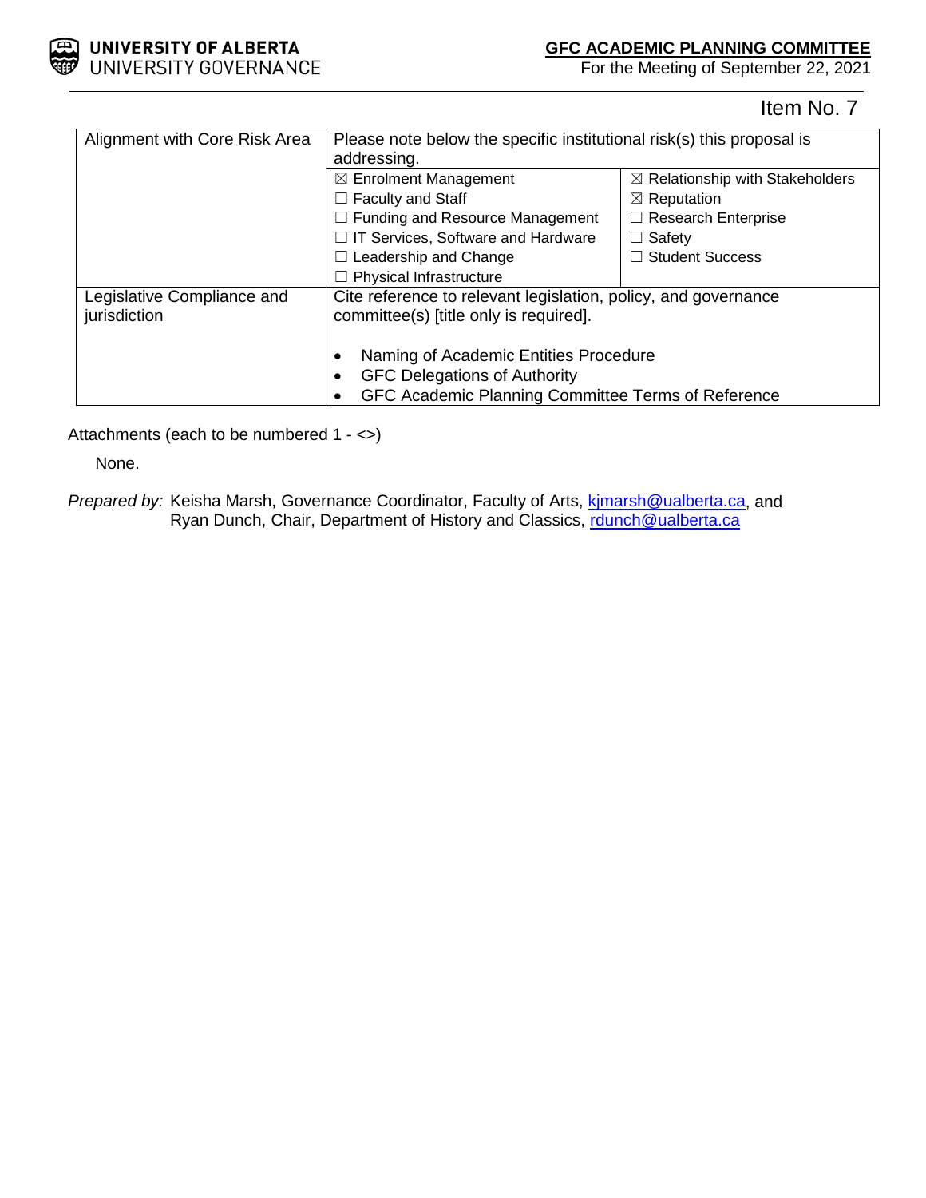Item No. 7

| | | |
|---|---|---|
| Alignment with Core Risk Area | Please note below the specific institutional risk(s) this proposal is addressing. | |
| | ☒ Enrolment Management<br>☐ Faculty and Staff<br>☐ Funding and Resource Management<br>☐ IT Services, Software and Hardware<br>☐ Leadership and Change<br>☐ Physical Infrastructure | ☒ Relationship with Stakeholders<br>☒ Reputation<br>☐ Research Enterprise<br>☐ Safety<br>☐ Student Success |
| Legislative Compliance and jurisdiction | Cite reference to relevant legislation, policy, and governance committee(s) [title only is required].<br><br>• Naming of Academic Entities Procedure<br>• GFC Delegations of Authority<br>• GFC Academic Planning Committee Terms of Reference | |

Attachments (each to be numbered 1 - <>)

None.

*Prepared by:* Keisha Marsh, Governance Coordinator, Faculty of Arts, kjmarsh@ualberta.ca, and Ryan Dunch, Chair, Department of History and Classics, rdunch@ualberta.ca